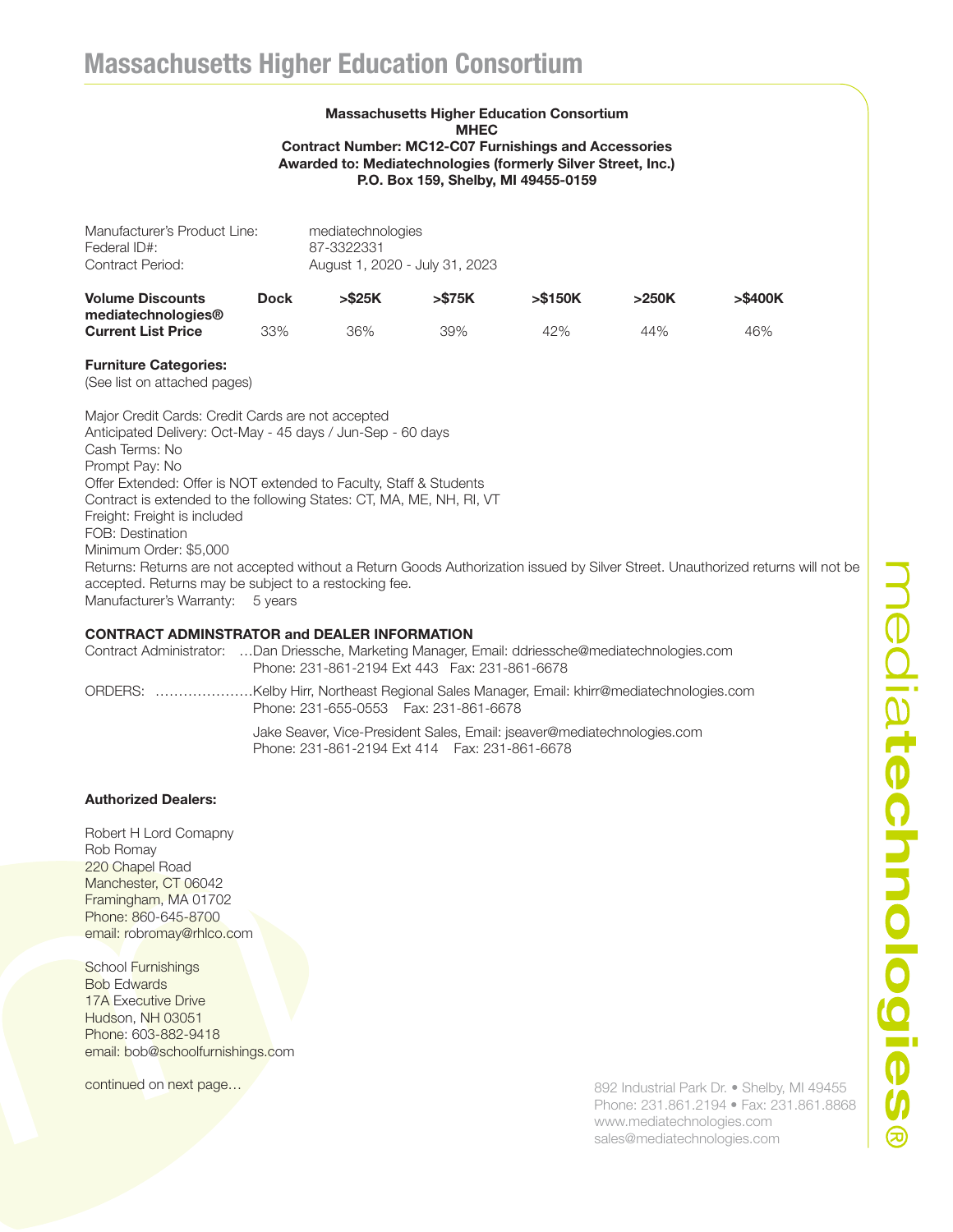# Massachusetts Higher Education Consortium

**Massachusetts Higher Education Consortium**
**MHEC**
**Contract Number: MC12-C07 Furnishings and Accessories**
**Awarded to: Mediatechnologies (formerly Silver Street, Inc.)**
**P.O. Box 159, Shelby, MI 49455-0159**

Manufacturer's Product Line: mediatechnologies
Federal ID#: 87-3322331
Contract Period: August 1, 2020 - July 31, 2023

| Volume Discounts mediatechnologies® Current List Price | Dock | >$25K | >$75K | >$150K | >250K | >$400K |
|---|---|---|---|---|---|---|
| | 33% | 36% | 39% | 42% | 44% | 46% |

**Furniture Categories:**
(See list on attached pages)

Major Credit Cards: Credit Cards are not accepted
Anticipated Delivery: Oct-May - 45 days / Jun-Sep - 60 days
Cash Terms: No
Prompt Pay: No
Offer Extended: Offer is NOT extended to Faculty, Staff & Students
Contract is extended to the following States: CT, MA, ME, NH, RI, VT
Freight: Freight is included
FOB: Destination
Minimum Order: $5,000
Returns: Returns are not accepted without a Return Goods Authorization issued by Silver Street. Unauthorized returns will not be accepted. Returns may be subject to a restocking fee.
Manufacturer's Warranty: 5 years

**CONTRACT ADMINSTRATOR and DEALER INFORMATION**

Contract Administrator: …Dan Driessche, Marketing Manager, Email: ddriessche@mediatechnologies.com
Phone: 231-861-2194 Ext 443 Fax: 231-861-6678

ORDERS: …………………Kelby Hirr, Northeast Regional Sales Manager, Email: khirr@mediatechnologies.com
Phone: 231-655-0553 Fax: 231-861-6678

Jake Seaver, Vice-President Sales, Email: jseaver@mediatechnologies.com
Phone: 231-861-2194 Ext 414 Fax: 231-861-6678

**Authorized Dealers:**

Robert H Lord Comapny
Rob Romay
220 Chapel Road
Manchester, CT 06042
Framingham, MA 01702
Phone: 860-645-8700
email: robromay@rhlco.com

School Furnishings
Bob Edwards
17A Executive Drive
Hudson, NH 03051
Phone: 603-882-9418
email: bob@schoolfurnishings.com

continued on next page…

892 Industrial Park Dr. • Shelby, MI 49455
Phone: 231.861.2194 • Fax: 231.861.8868
www.mediatechnologies.com
sales@mediatechnologies.com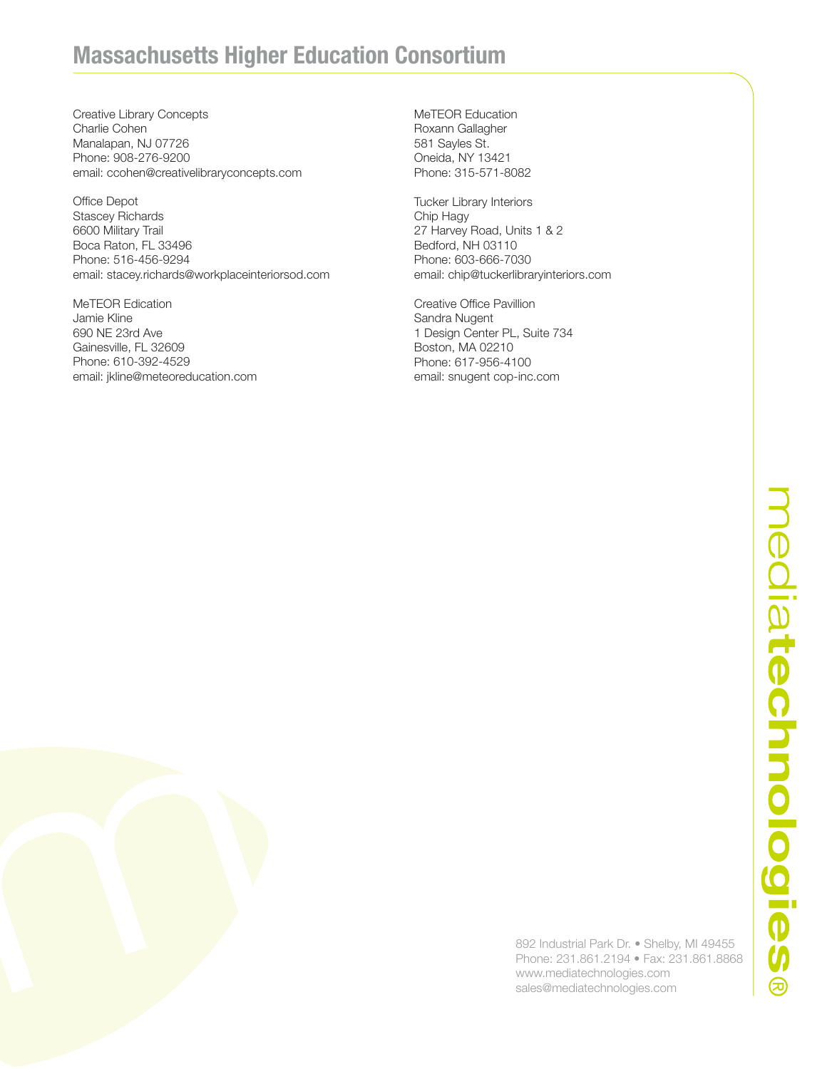# Massachusetts Higher Education Consortium

Creative Library Concepts
Charlie Cohen
Manalapan, NJ 07726
Phone: 908-276-9200
email: ccohen@creativelibraryconcepts.com

Office Depot
Stascey Richards
6600 Military Trail
Boca Raton, FL 33496
Phone: 516-456-9294
email: stacey.richards@workplaceinteriorsod.com

MeTEOR Edication
Jamie Kline
690 NE 23rd Ave
Gainesville, FL 32609
Phone: 610-392-4529
email: jkline@meteoreducation.com

MeTEOR Education
Roxann Gallagher
581 Sayles St.
Oneida, NY 13421
Phone: 315-571-8082

Tucker Library Interiors
Chip Hagy
27 Harvey Road, Units 1 & 2
Bedford, NH 03110
Phone: 603-666-7030
email: chip@tuckerlibraryinteriors.com

Creative Office Pavillion
Sandra Nugent
1 Design Center PL, Suite 734
Boston, MA 02210
Phone: 617-956-4100
email: snugent cop-inc.com

mediatechnologies®

892 Industrial Park Dr. • Shelby, MI 49455
Phone: 231.861.2194 • Fax: 231.861.8868
www.mediatechnologies.com
sales@mediatechnologies.com